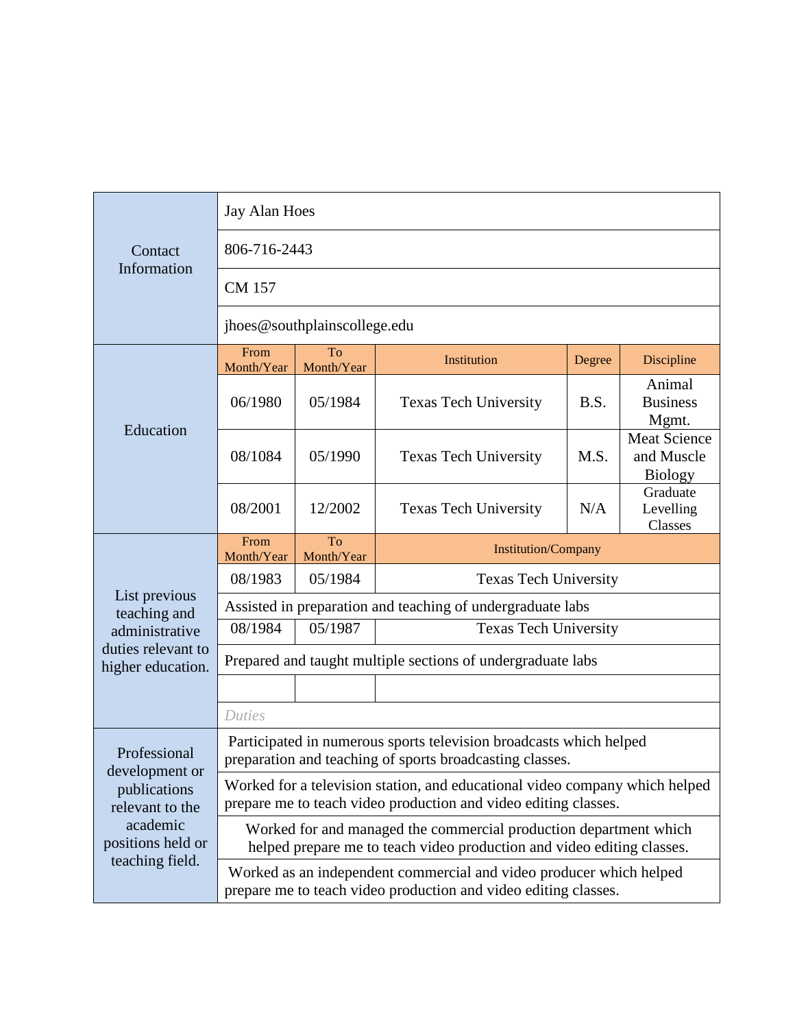| | | | | | |
|---|---|---|---|---|---|
| Contact Information | Jay Alan Hoes | | | | |
| | 806-716-2443 | | | | |
| | CM 157 | | | | |
| | jhoes@southplainscollege.edu | | | | |
| Education | From Month/Year | To Month/Year | Institution | Degree | Discipline |
| | 06/1980 | 05/1984 | Texas Tech University | B.S. | Animal Business Mgmt. |
| | 08/1084 | 05/1990 | Texas Tech University | M.S. | Meat Science and Muscle Biology |
| | 08/2001 | 12/2002 | Texas Tech University | N/A | Graduate Levelling Classes |
| List previous teaching and administrative duties relevant to higher education. | From Month/Year | To Month/Year | Institution/Company | | |
| | 08/1983 | 05/1984 | Texas Tech University | | |
| | Assisted in preparation and teaching of undergraduate labs | | | | |
| | 08/1984 | 05/1987 | Texas Tech University | | |
| | Prepared and taught multiple sections of undergraduate labs | | | | |
| | | | | | |
| | *Duties* | | | | |
| Professional development or publications relevant to the academic positions held or teaching field. | Participated in numerous sports television broadcasts which helped preparation and teaching of sports broadcasting classes. | | | | |
| | Worked for a television station, and educational video company which helped prepare me to teach video production and video editing classes. | | | | |
| | Worked for and managed the commercial production department which helped prepare me to teach video production and video editing classes. | | | | |
| | Worked as an independent commercial and video producer which helped prepare me to teach video production and video editing classes. | | | | |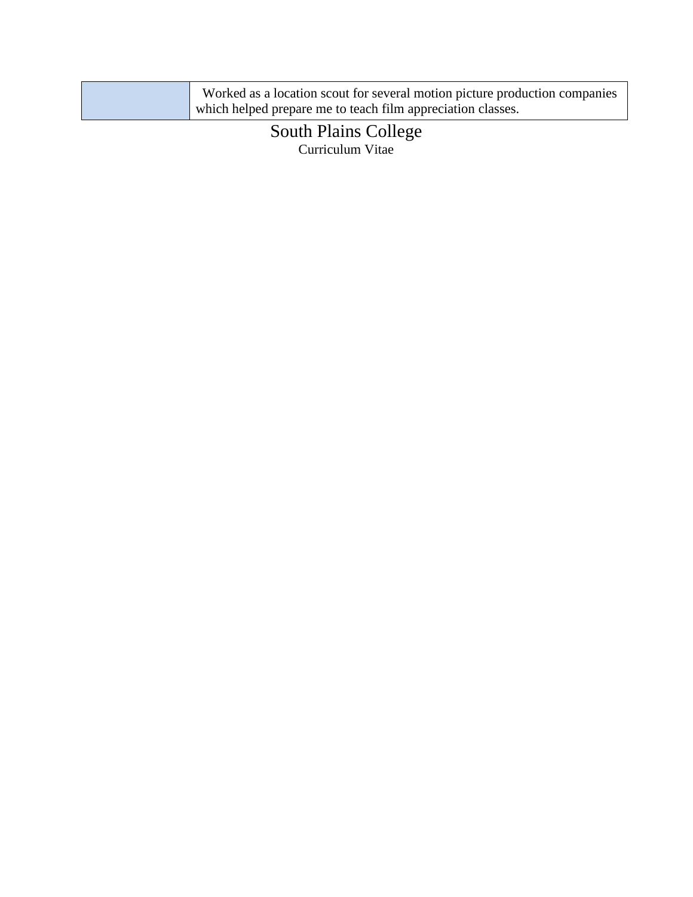| | |
|---|---|
| | Worked as a location scout for several motion picture production companies which helped prepare me to teach film appreciation classes. |